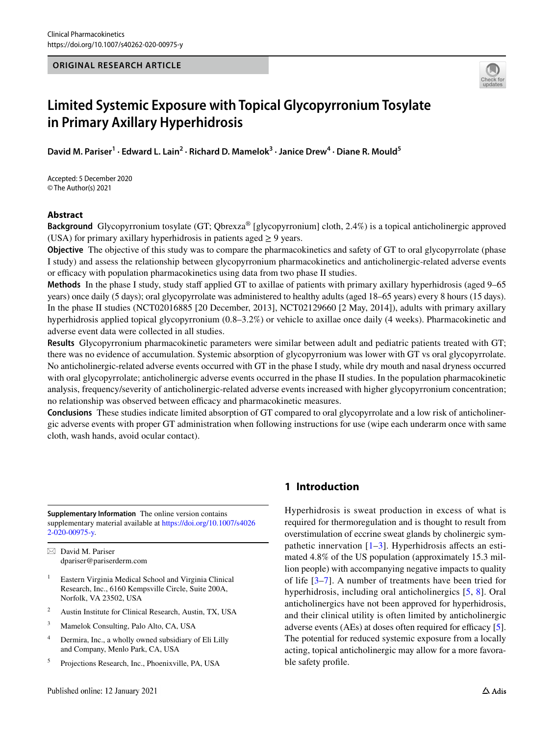ORIGINAL RESEARCH ARTICLE

# Limited Systemic Exposure with Topical Glycopyrronium Tosylate in Primary Axillary Hyperhidrosis

**David M. Pariser[1] · Edward L. Lain[2] · Richard D. Mamelok[3] · Janice Drew[4] · Diane R. Mould[5]**

Accepted: 5 December 2020
© The Author(s) 2021

## Abstract

**Background** Glycopyrronium tosylate (GT; Qbrexza® [glycopyrronium] cloth, 2.4%) is a topical anticholinergic approved (USA) for primary axillary hyperhidrosis in patients aged ≥ 9 years.

**Objective** The objective of this study was to compare the pharmacokinetics and safety of GT to oral glycopyrrolate (phase I study) and assess the relationship between glycopyrronium pharmacokinetics and anticholinergic-related adverse events or efficacy with population pharmacokinetics using data from two phase II studies.

**Methods** In the phase I study, study staff applied GT to axillae of patients with primary axillary hyperhidrosis (aged 9–65 years) once daily (5 days); oral glycopyrrolate was administered to healthy adults (aged 18–65 years) every 8 hours (15 days). In the phase II studies (NCT02016885 [20 December, 2013], NCT02129660 [2 May, 2014]), adults with primary axillary hyperhidrosis applied topical glycopyrronium (0.8–3.2%) or vehicle to axillae once daily (4 weeks). Pharmacokinetic and adverse event data were collected in all studies.

**Results** Glycopyrronium pharmacokinetic parameters were similar between adult and pediatric patients treated with GT; there was no evidence of accumulation. Systemic absorption of glycopyrronium was lower with GT vs oral glycopyrrolate. No anticholinergic-related adverse events occurred with GT in the phase I study, while dry mouth and nasal dryness occurred with oral glycopyrrolate; anticholinergic adverse events occurred in the phase II studies. In the population pharmacokinetic analysis, frequency/severity of anticholinergic-related adverse events increased with higher glycopyrronium concentration; no relationship was observed between efficacy and pharmacokinetic measures.

**Conclusions** These studies indicate limited absorption of GT compared to oral glycopyrrolate and a low risk of anticholinergic adverse events with proper GT administration when following instructions for use (wipe each underarm once with same cloth, wash hands, avoid ocular contact).

## 1 Introduction

Hyperhidrosis is sweat production in excess of what is required for thermoregulation and is thought to result from overstimulation of eccrine sweat glands by cholinergic sympathetic innervation [1–3]. Hyperhidrosis affects an estimated 4.8% of the US population (approximately 15.3 million people) with accompanying negative impacts to quality of life [3–7]. A number of treatments have been tried for hyperhidrosis, including oral anticholinergics [5, 8]. Oral anticholinergics have not been approved for hyperhidrosis, and their clinical utility is often limited by anticholinergic adverse events (AEs) at doses often required for efficacy [5]. The potential for reduced systemic exposure from a locally acting, topical anticholinergic may allow for a more favorable safety profile.

---

**Supplementary Information** The online version contains supplementary material available at https://doi.org/10.1007/s40262-020-00975-y.

✉ David M. Pariser
dpariser@pariserderm.com

[1] Eastern Virginia Medical School and Virginia Clinical Research, Inc., 6160 Kempsville Circle, Suite 200A, Norfolk, VA 23502, USA

[2] Austin Institute for Clinical Research, Austin, TX, USA

[3] Mamelok Consulting, Palo Alto, CA, USA

[4] Dermira, Inc., a wholly owned subsidiary of Eli Lilly and Company, Menlo Park, CA, USA

[5] Projections Research, Inc., Phoenixville, PA, USA

Published online: 12 January 2021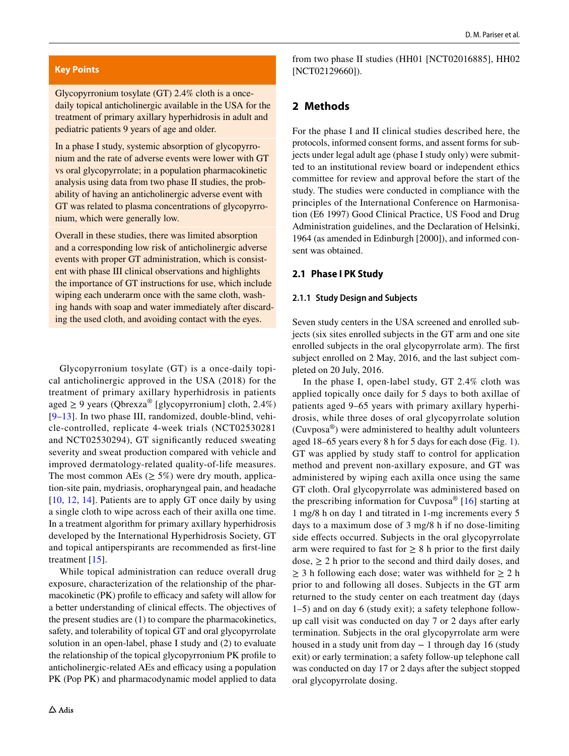**Key Points**

Glycopyrronium tosylate (GT) 2.4% cloth is a once-daily topical anticholinergic available in the USA for the treatment of primary axillary hyperhidrosis in adult and pediatric patients 9 years of age and older.

In a phase I study, systemic absorption of glycopyrronium and the rate of adverse events were lower with GT vs oral glycopyrrolate; in a population pharmacokinetic analysis using data from two phase II studies, the probability of having an anticholinergic adverse event with GT was related to plasma concentrations of glycopyrronium, which were generally low.

Overall in these studies, there was limited absorption and a corresponding low risk of anticholinergic adverse events with proper GT administration, which is consistent with phase III clinical observations and highlights the importance of GT instructions for use, which include wiping each underarm once with the same cloth, washing hands with soap and water immediately after discarding the used cloth, and avoiding contact with the eyes.

Glycopyrronium tosylate (GT) is a once-daily topical anticholinergic approved in the USA (2018) for the treatment of primary axillary hyperhidrosis in patients aged ≥ 9 years (Qbrexza® [glycopyrronium] cloth, 2.4%) [9–13]. In two phase III, randomized, double-blind, vehicle-controlled, replicate 4-week trials (NCT02530281 and NCT02530294), GT significantly reduced sweating severity and sweat production compared with vehicle and improved dermatology-related quality-of-life measures. The most common AEs (≥ 5%) were dry mouth, application-site pain, mydriasis, oropharyngeal pain, and headache [10, 12, 14]. Patients are to apply GT once daily by using a single cloth to wipe across each of their axilla one time. In a treatment algorithm for primary axillary hyperhidrosis developed by the International Hyperhidrosis Society, GT and topical antiperspirants are recommended as first-line treatment [15].

While topical administration can reduce overall drug exposure, characterization of the relationship of the pharmacokinetic (PK) profile to efficacy and safety will allow for a better understanding of clinical effects. The objectives of the present studies are (1) to compare the pharmacokinetics, safety, and tolerability of topical GT and oral glycopyrrolate solution in an open-label, phase I study and (2) to evaluate the relationship of the topical glycopyrronium PK profile to anticholinergic-related AEs and efficacy using a population PK (Pop PK) and pharmacodynamic model applied to data from two phase II studies (HH01 [NCT02016885], HH02 [NCT02129660]).

## 2 Methods

For the phase I and II clinical studies described here, the protocols, informed consent forms, and assent forms for subjects under legal adult age (phase I study only) were submitted to an institutional review board or independent ethics committee for review and approval before the start of the study. The studies were conducted in compliance with the principles of the International Conference on Harmonisation (E6 1997) Good Clinical Practice, US Food and Drug Administration guidelines, and the Declaration of Helsinki, 1964 (as amended in Edinburgh [2000]), and informed consent was obtained.

### 2.1 Phase I PK Study

#### 2.1.1 Study Design and Subjects

Seven study centers in the USA screened and enrolled subjects (six sites enrolled subjects in the GT arm and one site enrolled subjects in the oral glycopyrrolate arm). The first subject enrolled on 2 May, 2016, and the last subject completed on 20 July, 2016.

In the phase I, open-label study, GT 2.4% cloth was applied topically once daily for 5 days to both axillae of patients aged 9–65 years with primary axillary hyperhidrosis, while three doses of oral glycopyrrolate solution (Cuvposa®) were administered to healthy adult volunteers aged 18–65 years every 8 h for 5 days for each dose (Fig. 1). GT was applied by study staff to control for application method and prevent non-axillary exposure, and GT was administered by wiping each axilla once using the same GT cloth. Oral glycopyrrolate was administered based on the prescribing information for Cuvposa® [16] starting at 1 mg/8 h on day 1 and titrated in 1-mg increments every 5 days to a maximum dose of 3 mg/8 h if no dose-limiting side effects occurred. Subjects in the oral glycopyrrolate arm were required to fast for ≥ 8 h prior to the first daily dose, ≥ 2 h prior to the second and third daily doses, and ≥ 3 h following each dose; water was withheld for ≥ 2 h prior to and following all doses. Subjects in the GT arm returned to the study center on each treatment day (days 1–5) and on day 6 (study exit); a safety telephone follow-up call visit was conducted on day 7 or 2 days after early termination. Subjects in the oral glycopyrrolate arm were housed in a study unit from day − 1 through day 16 (study exit) or early termination; a safety follow-up telephone call was conducted on day 17 or 2 days after the subject stopped oral glycopyrrolate dosing.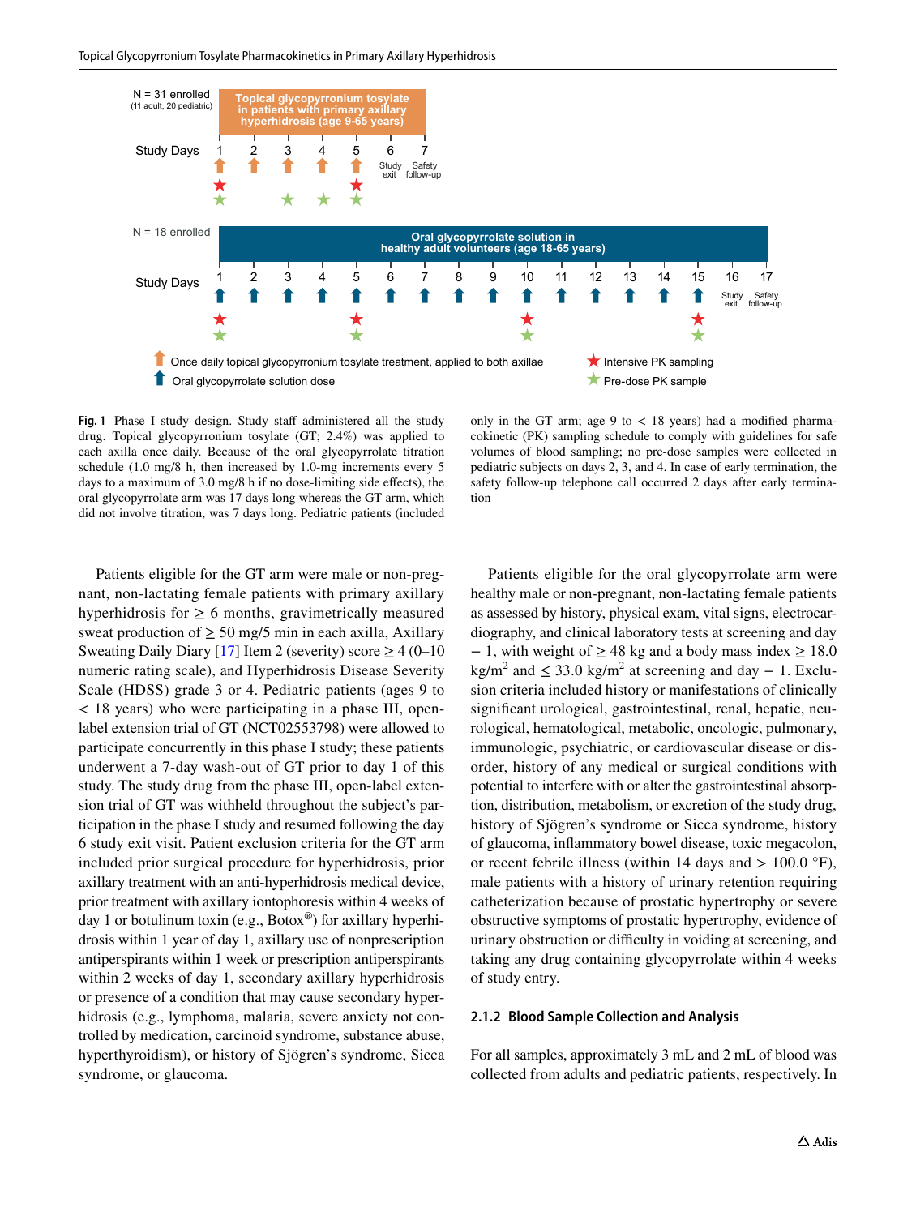N = 31 enrolled (11 adult, 20 pediatric)

Topical glycopyrronium tosylate in patients with primary axillary hyperhidrosis (age 9-65 years)

Study Days 1 2 3 4 5 6 7

Study exit · Safety follow-up

N = 18 enrolled

Oral glycopyrrolate solution in healthy adult volunteers (age 18-65 years)

Study Days 1 2 3 4 5 6 7 8 9 10 11 12 13 14 15 16 17

Study exit · Safety follow-up

Once daily topical glycopyrronium tosylate treatment, applied to both axillae

Oral glycopyrrolate solution dose

Intensive PK sampling

Pre-dose PK sample

**Fig. 1** Phase I study design. Study staff administered all the study drug. Topical glycopyrronium tosylate (GT; 2.4%) was applied to each axilla once daily. Because of the oral glycopyrrolate titration schedule (1.0 mg/8 h, then increased by 1.0-mg increments every 5 days to a maximum of 3.0 mg/8 h if no dose-limiting side effects), the oral glycopyrrolate arm was 17 days long whereas the GT arm, which did not involve titration, was 7 days long. Pediatric patients (included only in the GT arm; age 9 to < 18 years) had a modified pharmacokinetic (PK) sampling schedule to comply with guidelines for safe volumes of blood sampling; no pre-dose samples were collected in pediatric subjects on days 2, 3, and 4. In case of early termination, the safety follow-up telephone call occurred 2 days after early termination

Patients eligible for the GT arm were male or non-pregnant, non-lactating female patients with primary axillary hyperhidrosis for ≥ 6 months, gravimetrically measured sweat production of ≥ 50 mg/5 min in each axilla, Axillary Sweating Daily Diary [17] Item 2 (severity) score ≥ 4 (0–10 numeric rating scale), and Hyperhidrosis Disease Severity Scale (HDSS) grade 3 or 4. Pediatric patients (ages 9 to < 18 years) who were participating in a phase III, open-label extension trial of GT (NCT02553798) were allowed to participate concurrently in this phase I study; these patients underwent a 7-day wash-out of GT prior to day 1 of this study. The study drug from the phase III, open-label extension trial of GT was withheld throughout the subject's participation in the phase I study and resumed following the day 6 study exit visit. Patient exclusion criteria for the GT arm included prior surgical procedure for hyperhidrosis, prior axillary treatment with an anti-hyperhidrosis medical device, prior treatment with axillary iontophoresis within 4 weeks of day 1 or botulinum toxin (e.g., Botox®) for axillary hyperhidrosis within 1 year of day 1, axillary use of nonprescription antiperspirants within 1 week or prescription antiperspirants within 2 weeks of day 1, secondary axillary hyperhidrosis or presence of a condition that may cause secondary hyperhidrosis (e.g., lymphoma, malaria, severe anxiety not controlled by medication, carcinoid syndrome, substance abuse, hyperthyroidism), or history of Sjögren's syndrome, Sicca syndrome, or glaucoma.

Patients eligible for the oral glycopyrrolate arm were healthy male or non-pregnant, non-lactating female patients as assessed by history, physical exam, vital signs, electrocardiography, and clinical laboratory tests at screening and day − 1, with weight of ≥ 48 kg and a body mass index ≥ 18.0 kg/m$^2$ and ≤ 33.0 kg/m$^2$ at screening and day − 1. Exclusion criteria included history or manifestations of clinically significant urological, gastrointestinal, renal, hepatic, neurological, hematological, metabolic, oncologic, pulmonary, immunologic, psychiatric, or cardiovascular disease or disorder, history of any medical or surgical conditions with potential to interfere with or alter the gastrointestinal absorption, distribution, metabolism, or excretion of the study drug, history of Sjögren's syndrome or Sicca syndrome, history of glaucoma, inflammatory bowel disease, toxic megacolon, or recent febrile illness (within 14 days and > 100.0 °F), male patients with a history of urinary retention requiring catheterization because of prostatic hypertrophy or severe obstructive symptoms of prostatic hypertrophy, evidence of urinary obstruction or difficulty in voiding at screening, and taking any drug containing glycopyrrolate within 4 weeks of study entry.

### 2.1.2 Blood Sample Collection and Analysis

For all samples, approximately 3 mL and 2 mL of blood was collected from adults and pediatric patients, respectively. In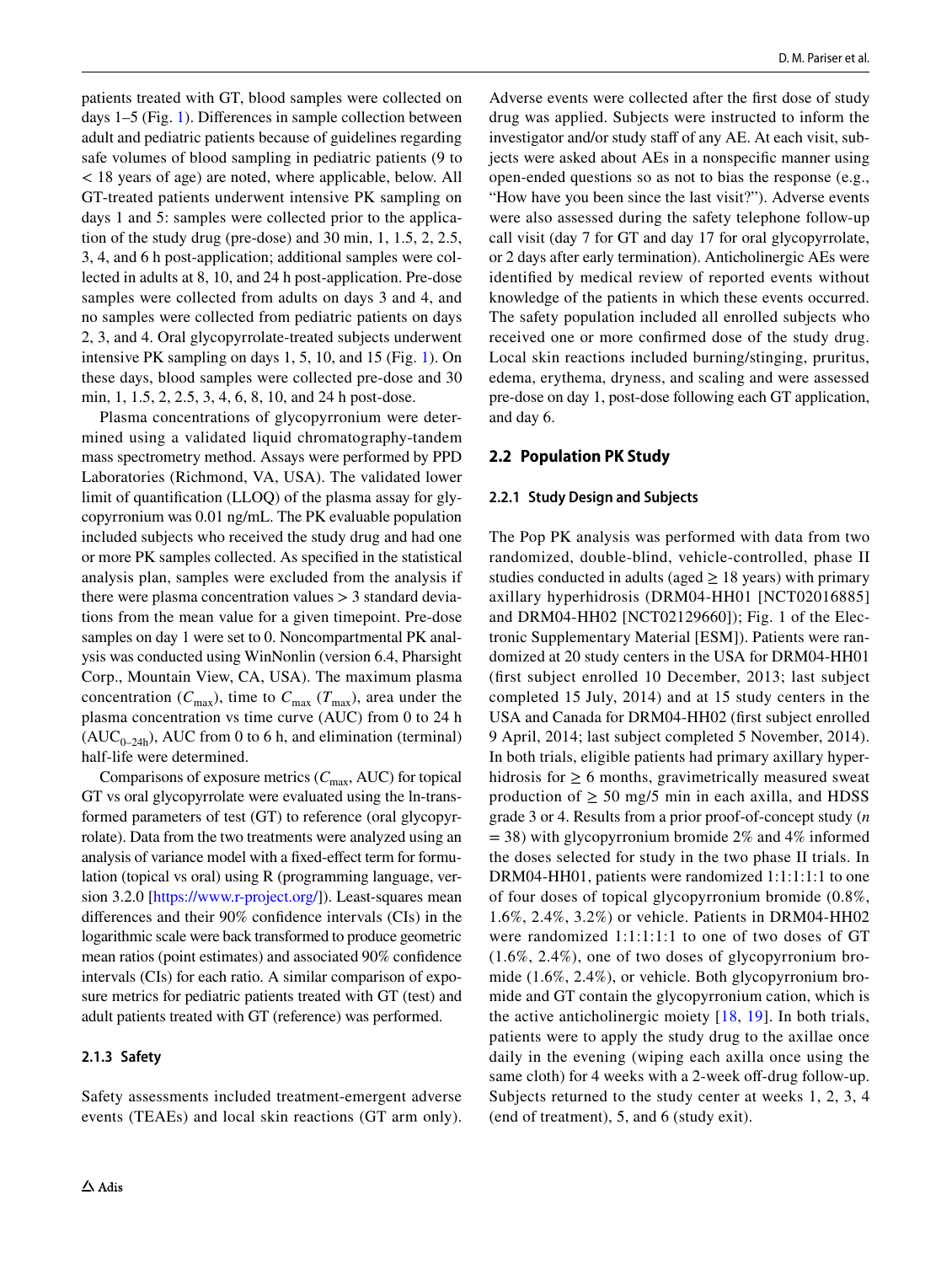patients treated with GT, blood samples were collected on days 1–5 (Fig. 1). Differences in sample collection between adult and pediatric patients because of guidelines regarding safe volumes of blood sampling in pediatric patients (9 to < 18 years of age) are noted, where applicable, below. All GT-treated patients underwent intensive PK sampling on days 1 and 5: samples were collected prior to the application of the study drug (pre-dose) and 30 min, 1, 1.5, 2, 2.5, 3, 4, and 6 h post-application; additional samples were collected in adults at 8, 10, and 24 h post-application. Pre-dose samples were collected from adults on days 3 and 4, and no samples were collected from pediatric patients on days 2, 3, and 4. Oral glycopyrrolate-treated subjects underwent intensive PK sampling on days 1, 5, 10, and 15 (Fig. 1). On these days, blood samples were collected pre-dose and 30 min, 1, 1.5, 2, 2.5, 3, 4, 6, 8, 10, and 24 h post-dose.

Plasma concentrations of glycopyrronium were determined using a validated liquid chromatography-tandem mass spectrometry method. Assays were performed by PPD Laboratories (Richmond, VA, USA). The validated lower limit of quantification (LLOQ) of the plasma assay for glycopyrronium was 0.01 ng/mL. The PK evaluable population included subjects who received the study drug and had one or more PK samples collected. As specified in the statistical analysis plan, samples were excluded from the analysis if there were plasma concentration values > 3 standard deviations from the mean value for a given timepoint. Pre-dose samples on day 1 were set to 0. Noncompartmental PK analysis was conducted using WinNonlin (version 6.4, Pharsight Corp., Mountain View, CA, USA). The maximum plasma concentration ($C_{max}$), time to $C_{max}$ ($T_{max}$), area under the plasma concentration vs time curve (AUC) from 0 to 24 h ($AUC_{0-24h}$), AUC from 0 to 6 h, and elimination (terminal) half-life were determined.

Comparisons of exposure metrics ($C_{max}$, AUC) for topical GT vs oral glycopyrrolate were evaluated using the ln-transformed parameters of test (GT) to reference (oral glycopyrrolate). Data from the two treatments were analyzed using an analysis of variance model with a fixed-effect term for formulation (topical vs oral) using R (programming language, version 3.2.0 [https://www.r-project.org/]). Least-squares mean differences and their 90% confidence intervals (CIs) in the logarithmic scale were back transformed to produce geometric mean ratios (point estimates) and associated 90% confidence intervals (CIs) for each ratio. A similar comparison of exposure metrics for pediatric patients treated with GT (test) and adult patients treated with GT (reference) was performed.

#### 2.1.3 Safety

Safety assessments included treatment-emergent adverse events (TEAEs) and local skin reactions (GT arm only). Adverse events were collected after the first dose of study drug was applied. Subjects were instructed to inform the investigator and/or study staff of any AE. At each visit, subjects were asked about AEs in a nonspecific manner using open-ended questions so as not to bias the response (e.g., "How have you been since the last visit?"). Adverse events were also assessed during the safety telephone follow-up call visit (day 7 for GT and day 17 for oral glycopyrrolate, or 2 days after early termination). Anticholinergic AEs were identified by medical review of reported events without knowledge of the patients in which these events occurred. The safety population included all enrolled subjects who received one or more confirmed dose of the study drug. Local skin reactions included burning/stinging, pruritus, edema, erythema, dryness, and scaling and were assessed pre-dose on day 1, post-dose following each GT application, and day 6.

### 2.2 Population PK Study

#### 2.2.1 Study Design and Subjects

The Pop PK analysis was performed with data from two randomized, double-blind, vehicle-controlled, phase II studies conducted in adults (aged ≥ 18 years) with primary axillary hyperhidrosis (DRM04-HH01 [NCT02016885] and DRM04-HH02 [NCT02129660]); Fig. 1 of the Electronic Supplementary Material [ESM]). Patients were randomized at 20 study centers in the USA for DRM04-HH01 (first subject enrolled 10 December, 2013; last subject completed 15 July, 2014) and at 15 study centers in the USA and Canada for DRM04-HH02 (first subject enrolled 9 April, 2014; last subject completed 5 November, 2014). In both trials, eligible patients had primary axillary hyperhidrosis for ≥ 6 months, gravimetrically measured sweat production of ≥ 50 mg/5 min in each axilla, and HDSS grade 3 or 4. Results from a prior proof-of-concept study ($n$ = 38) with glycopyrronium bromide 2% and 4% informed the doses selected for study in the two phase II trials. In DRM04-HH01, patients were randomized 1:1:1:1:1 to one of four doses of topical glycopyrronium bromide (0.8%, 1.6%, 2.4%, 3.2%) or vehicle. Patients in DRM04-HH02 were randomized 1:1:1:1:1 to one of two doses of GT (1.6%, 2.4%), one of two doses of glycopyrronium bromide (1.6%, 2.4%), or vehicle. Both glycopyrronium bromide and GT contain the glycopyrronium cation, which is the active anticholinergic moiety [18, 19]. In both trials, patients were to apply the study drug to the axillae once daily in the evening (wiping each axilla once using the same cloth) for 4 weeks with a 2-week off-drug follow-up. Subjects returned to the study center at weeks 1, 2, 3, 4 (end of treatment), 5, and 6 (study exit).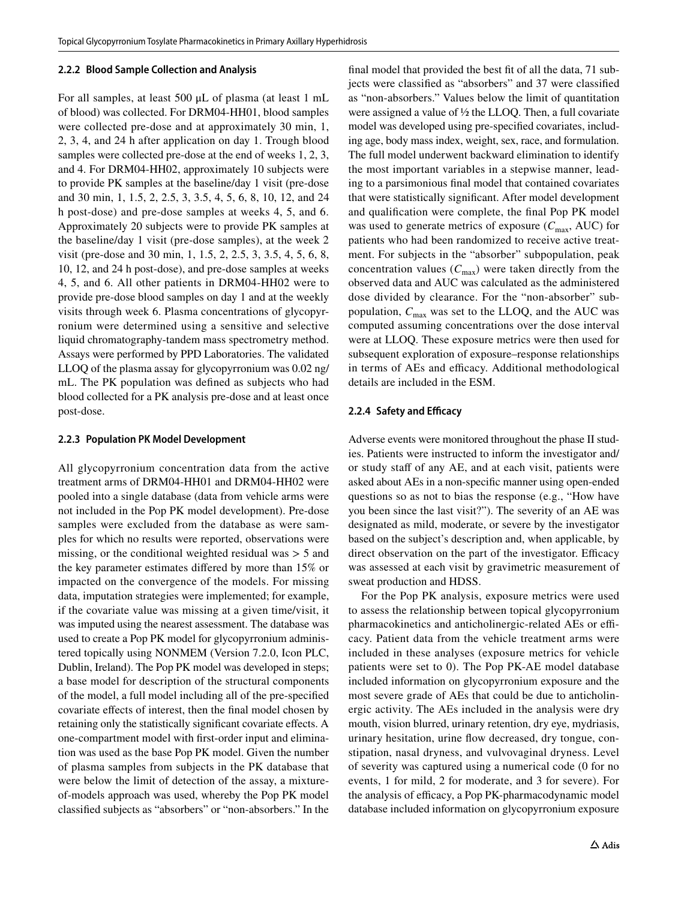#### 2.2.2 Blood Sample Collection and Analysis

For all samples, at least 500 µL of plasma (at least 1 mL of blood) was collected. For DRM04-HH01, blood samples were collected pre-dose and at approximately 30 min, 1, 2, 3, 4, and 24 h after application on day 1. Trough blood samples were collected pre-dose at the end of weeks 1, 2, 3, and 4. For DRM04-HH02, approximately 10 subjects were to provide PK samples at the baseline/day 1 visit (pre-dose and 30 min, 1, 1.5, 2, 2.5, 3, 3.5, 4, 5, 6, 8, 10, 12, and 24 h post-dose) and pre-dose samples at weeks 4, 5, and 6. Approximately 20 subjects were to provide PK samples at the baseline/day 1 visit (pre-dose samples), at the week 2 visit (pre-dose and 30 min, 1, 1.5, 2, 2.5, 3, 3.5, 4, 5, 6, 8, 10, 12, and 24 h post-dose), and pre-dose samples at weeks 4, 5, and 6. All other patients in DRM04-HH02 were to provide pre-dose blood samples on day 1 and at the weekly visits through week 6. Plasma concentrations of glycopyrronium were determined using a sensitive and selective liquid chromatography-tandem mass spectrometry method. Assays were performed by PPD Laboratories. The validated LLOQ of the plasma assay for glycopyrronium was 0.02 ng/mL. The PK population was defined as subjects who had blood collected for a PK analysis pre-dose and at least once post-dose.

#### 2.2.3 Population PK Model Development

All glycopyrronium concentration data from the active treatment arms of DRM04-HH01 and DRM04-HH02 were pooled into a single database (data from vehicle arms were not included in the Pop PK model development). Pre-dose samples were excluded from the database as were samples for which no results were reported, observations were missing, or the conditional weighted residual was > 5 and the key parameter estimates differed by more than 15% or impacted on the convergence of the models. For missing data, imputation strategies were implemented; for example, if the covariate value was missing at a given time/visit, it was imputed using the nearest assessment. The database was used to create a Pop PK model for glycopyrronium administered topically using NONMEM (Version 7.2.0, Icon PLC, Dublin, Ireland). The Pop PK model was developed in steps; a base model for description of the structural components of the model, a full model including all of the pre-specified covariate effects of interest, then the final model chosen by retaining only the statistically significant covariate effects. A one-compartment model with first-order input and elimination was used as the base Pop PK model. Given the number of plasma samples from subjects in the PK database that were below the limit of detection of the assay, a mixture-of-models approach was used, whereby the Pop PK model classified subjects as "absorbers" or "non-absorbers." In the final model that provided the best fit of all the data, 71 subjects were classified as "absorbers" and 37 were classified as "non-absorbers." Values below the limit of quantitation were assigned a value of ½ the LLOQ. Then, a full covariate model was developed using pre-specified covariates, including age, body mass index, weight, sex, race, and formulation. The full model underwent backward elimination to identify the most important variables in a stepwise manner, leading to a parsimonious final model that contained covariates that were statistically significant. After model development and qualification were complete, the final Pop PK model was used to generate metrics of exposure ($C_{\max}$, AUC) for patients who had been randomized to receive active treatment. For subjects in the "absorber" subpopulation, peak concentration values ($C_{\max}$) were taken directly from the observed data and AUC was calculated as the administered dose divided by clearance. For the "non-absorber" subpopulation, $C_{\max}$ was set to the LLOQ, and the AUC was computed assuming concentrations over the dose interval were at LLOQ. These exposure metrics were then used for subsequent exploration of exposure–response relationships in terms of AEs and efficacy. Additional methodological details are included in the ESM.

#### 2.2.4 Safety and Efficacy

Adverse events were monitored throughout the phase II studies. Patients were instructed to inform the investigator and/or study staff of any AE, and at each visit, patients were asked about AEs in a non-specific manner using open-ended questions so as not to bias the response (e.g., "How have you been since the last visit?"). The severity of an AE was designated as mild, moderate, or severe by the investigator based on the subject's description and, when applicable, by direct observation on the part of the investigator. Efficacy was assessed at each visit by gravimetric measurement of sweat production and HDSS.

For the Pop PK analysis, exposure metrics were used to assess the relationship between topical glycopyrronium pharmacokinetics and anticholinergic-related AEs or efficacy. Patient data from the vehicle treatment arms were included in these analyses (exposure metrics for vehicle patients were set to 0). The Pop PK-AE model database included information on glycopyrronium exposure and the most severe grade of AEs that could be due to anticholinergic activity. The AEs included in the analysis were dry mouth, vision blurred, urinary retention, dry eye, mydriasis, urinary hesitation, urine flow decreased, dry tongue, constipation, nasal dryness, and vulvovaginal dryness. Level of severity was captured using a numerical code (0 for no events, 1 for mild, 2 for moderate, and 3 for severe). For the analysis of efficacy, a Pop PK-pharmacodynamic model database included information on glycopyrronium exposure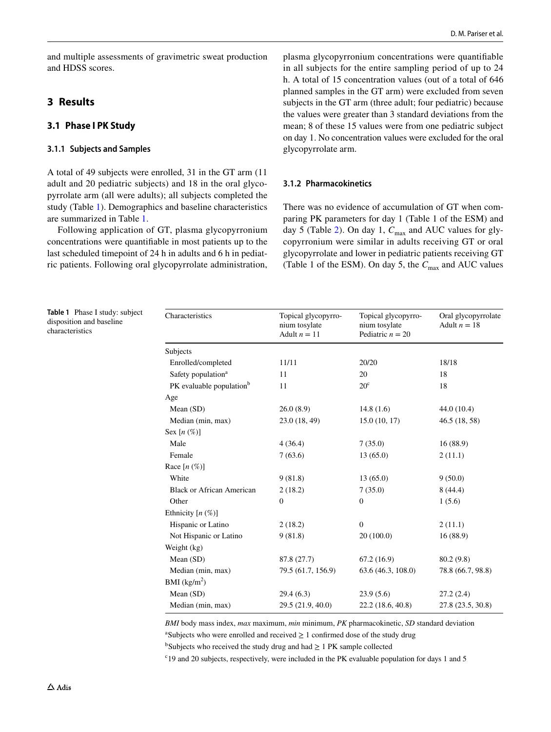and multiple assessments of gravimetric sweat production and HDSS scores.

## 3 Results

### 3.1 Phase I PK Study

#### 3.1.1 Subjects and Samples

A total of 49 subjects were enrolled, 31 in the GT arm (11 adult and 20 pediatric subjects) and 18 in the oral glycopyrrolate arm (all were adults); all subjects completed the study (Table 1). Demographics and baseline characteristics are summarized in Table 1.

Following application of GT, plasma glycopyrronium concentrations were quantifiable in most patients up to the last scheduled timepoint of 24 h in adults and 6 h in pediatric patients. Following oral glycopyrrolate administration, plasma glycopyrronium concentrations were quantifiable in all subjects for the entire sampling period of up to 24 h. A total of 15 concentration values (out of a total of 646 planned samples in the GT arm) were excluded from seven subjects in the GT arm (three adult; four pediatric) because the values were greater than 3 standard deviations from the mean; 8 of these 15 values were from one pediatric subject on day 1. No concentration values were excluded for the oral glycopyrrolate arm.

#### 3.1.2 Pharmacokinetics

There was no evidence of accumulation of GT when comparing PK parameters for day 1 (Table 1 of the ESM) and day 5 (Table 2). On day 1, $C_{max}$ and AUC values for glycopyrronium were similar in adults receiving GT or oral glycopyrrolate and lower in pediatric patients receiving GT (Table 1 of the ESM). On day 5, the $C_{max}$ and AUC values

**Table 1** Phase I study: subject disposition and baseline characteristics

| Characteristics | Topical glycopyrronium tosylate Adult $n = 11$ | Topical glycopyrronium tosylate Pediatric $n = 20$ | Oral glycopyrrolate Adult $n = 18$ |
|---|---|---|---|
| Subjects | | | |
| Enrolled/completed | 11/11 | 20/20 | 18/18 |
| Safety population[a] | 11 | 20 | 18 |
| PK evaluable population[b] | 11 | 20[c] | 18 |
| Age | | | |
| Mean (SD) | 26.0 (8.9) | 14.8 (1.6) | 44.0 (10.4) |
| Median (min, max) | 23.0 (18, 49) | 15.0 (10, 17) | 46.5 (18, 58) |
| Sex [*n* (%)] | | | |
| Male | 4 (36.4) | 7 (35.0) | 16 (88.9) |
| Female | 7 (63.6) | 13 (65.0) | 2 (11.1) |
| Race [*n* (%)] | | | |
| White | 9 (81.8) | 13 (65.0) | 9 (50.0) |
| Black or African American | 2 (18.2) | 7 (35.0) | 8 (44.4) |
| Other | 0 | 0 | 1 (5.6) |
| Ethnicity [*n* (%)] | | | |
| Hispanic or Latino | 2 (18.2) | 0 | 2 (11.1) |
| Not Hispanic or Latino | 9 (81.8) | 20 (100.0) | 16 (88.9) |
| Weight (kg) | | | |
| Mean (SD) | 87.8 (27.7) | 67.2 (16.9) | 80.2 (9.8) |
| Median (min, max) | 79.5 (61.7, 156.9) | 63.6 (46.3, 108.0) | 78.8 (66.7, 98.8) |
| BMI (kg/m$^2$) | | | |
| Mean (SD) | 29.4 (6.3) | 23.9 (5.6) | 27.2 (2.4) |
| Median (min, max) | 29.5 (21.9, 40.0) | 22.2 (18.6, 40.8) | 27.8 (23.5, 30.8) |

*BMI* body mass index, *max* maximum, *min* minimum, *PK* pharmacokinetic, *SD* standard deviation

[a]Subjects who were enrolled and received ≥ 1 confirmed dose of the study drug

[b]Subjects who received the study drug and had ≥ 1 PK sample collected

[c]19 and 20 subjects, respectively, were included in the PK evaluable population for days 1 and 5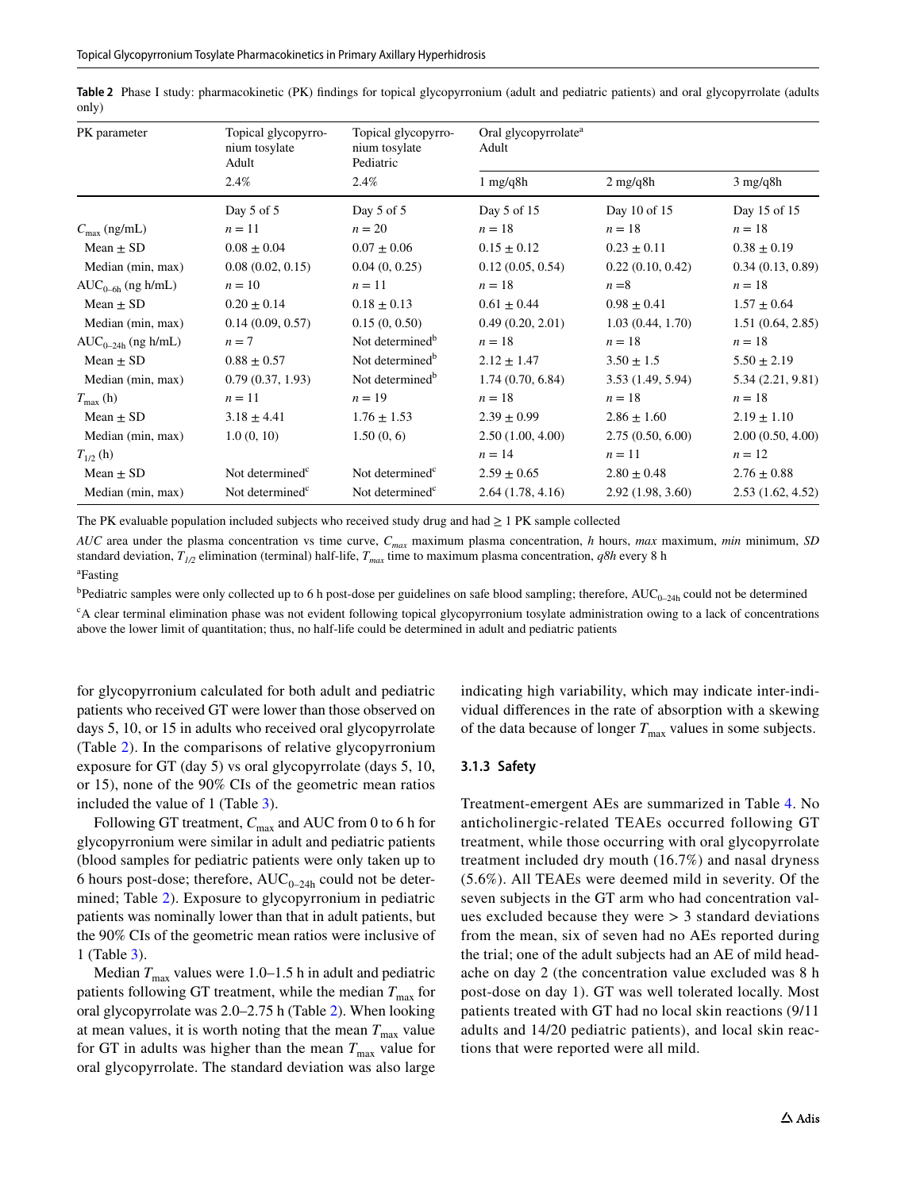**Table 2** Phase I study: pharmacokinetic (PK) findings for topical glycopyrronium (adult and pediatric patients) and oral glycopyrrolate (adults only)

| PK parameter | Topical glycopyrronium tosylate Adult | Topical glycopyrronium tosylate Pediatric | Oral glycopyrrolate[a] Adult | | |
|---|---|---|---|---|---|
| | 2.4% | 2.4% | 1 mg/q8h | 2 mg/q8h | 3 mg/q8h |
| | Day 5 of 5 | Day 5 of 5 | Day 5 of 15 | Day 10 of 15 | Day 15 of 15 |
| $C_{max}$ (ng/mL) | $n = 11$ | $n = 20$ | $n = 18$ | $n = 18$ | $n = 18$ |
| Mean ± SD | 0.08 ± 0.04 | 0.07 ± 0.06 | 0.15 ± 0.12 | 0.23 ± 0.11 | 0.38 ± 0.19 |
| Median (min, max) | 0.08 (0.02, 0.15) | 0.04 (0, 0.25) | 0.12 (0.05, 0.54) | 0.22 (0.10, 0.42) | 0.34 (0.13, 0.89) |
| $AUC_{0–6h}$ (ng h/mL) | $n = 10$ | $n = 11$ | $n = 18$ | $n = 8$ | $n = 18$ |
| Mean ± SD | 0.20 ± 0.14 | 0.18 ± 0.13 | 0.61 ± 0.44 | 0.98 ± 0.41 | 1.57 ± 0.64 |
| Median (min, max) | 0.14 (0.09, 0.57) | 0.15 (0, 0.50) | 0.49 (0.20, 2.01) | 1.03 (0.44, 1.70) | 1.51 (0.64, 2.85) |
| $AUC_{0–24h}$ (ng h/mL) | $n = 7$ | Not determined[b] | $n = 18$ | $n = 18$ | $n = 18$ |
| Mean ± SD | 0.88 ± 0.57 | Not determined[b] | 2.12 ± 1.47 | 3.50 ± 1.5 | 5.50 ± 2.19 |
| Median (min, max) | 0.79 (0.37, 1.93) | Not determined[b] | 1.74 (0.70, 6.84) | 3.53 (1.49, 5.94) | 5.34 (2.21, 9.81) |
| $T_{max}$ (h) | $n = 11$ | $n = 19$ | $n = 18$ | $n = 18$ | $n = 18$ |
| Mean ± SD | 3.18 ± 4.41 | 1.76 ± 1.53 | 2.39 ± 0.99 | 2.86 ± 1.60 | 2.19 ± 1.10 |
| Median (min, max) | 1.0 (0, 10) | 1.50 (0, 6) | 2.50 (1.00, 4.00) | 2.75 (0.50, 6.00) | 2.00 (0.50, 4.00) |
| $T_{1/2}$ (h) | | | $n = 14$ | $n = 11$ | $n = 12$ |
| Mean ± SD | Not determined[c] | Not determined[c] | 2.59 ± 0.65 | 2.80 ± 0.48 | 2.76 ± 0.88 |
| Median (min, max) | Not determined[c] | Not determined[c] | 2.64 (1.78, 4.16) | 2.92 (1.98, 3.60) | 2.53 (1.62, 4.52) |

The PK evaluable population included subjects who received study drug and had ≥ 1 PK sample collected

*AUC* area under the plasma concentration vs time curve, $C_{max}$ maximum plasma concentration, *h* hours, *max* maximum, *min* minimum, *SD* standard deviation, $T_{1/2}$ elimination (terminal) half-life, $T_{max}$ time to maximum plasma concentration, *q8h* every 8 h

[a]Fasting

[b]Pediatric samples were only collected up to 6 h post-dose per guidelines on safe blood sampling; therefore, $AUC_{0–24h}$ could not be determined

[c]A clear terminal elimination phase was not evident following topical glycopyrronium tosylate administration owing to a lack of concentrations above the lower limit of quantitation; thus, no half-life could be determined in adult and pediatric patients

for glycopyrronium calculated for both adult and pediatric patients who received GT were lower than those observed on days 5, 10, or 15 in adults who received oral glycopyrrolate (Table 2). In the comparisons of relative glycopyrronium exposure for GT (day 5) vs oral glycopyrrolate (days 5, 10, or 15), none of the 90% CIs of the geometric mean ratios included the value of 1 (Table 3).

Following GT treatment, $C_{max}$ and AUC from 0 to 6 h for glycopyrronium were similar in adult and pediatric patients (blood samples for pediatric patients were only taken up to 6 hours post-dose; therefore, $AUC_{0–24h}$ could not be determined; Table 2). Exposure to glycopyrronium in pediatric patients was nominally lower than that in adult patients, but the 90% CIs of the geometric mean ratios were inclusive of 1 (Table 3).

Median $T_{max}$ values were 1.0–1.5 h in adult and pediatric patients following GT treatment, while the median $T_{max}$ for oral glycopyrrolate was 2.0–2.75 h (Table 2). When looking at mean values, it is worth noting that the mean $T_{max}$ value for GT in adults was higher than the mean $T_{max}$ value for oral glycopyrrolate. The standard deviation was also large indicating high variability, which may indicate inter-individual differences in the rate of absorption with a skewing of the data because of longer $T_{max}$ values in some subjects.

### 3.1.3 Safety

Treatment-emergent AEs are summarized in Table 4. No anticholinergic-related TEAEs occurred following GT treatment, while those occurring with oral glycopyrrolate treatment included dry mouth (16.7%) and nasal dryness (5.6%). All TEAEs were deemed mild in severity. Of the seven subjects in the GT arm who had concentration values excluded because they were > 3 standard deviations from the mean, six of seven had no AEs reported during the trial; one of the adult subjects had an AE of mild headache on day 2 (the concentration value excluded was 8 h post-dose on day 1). GT was well tolerated locally. Most patients treated with GT had no local skin reactions (9/11 adults and 14/20 pediatric patients), and local skin reactions that were reported were all mild.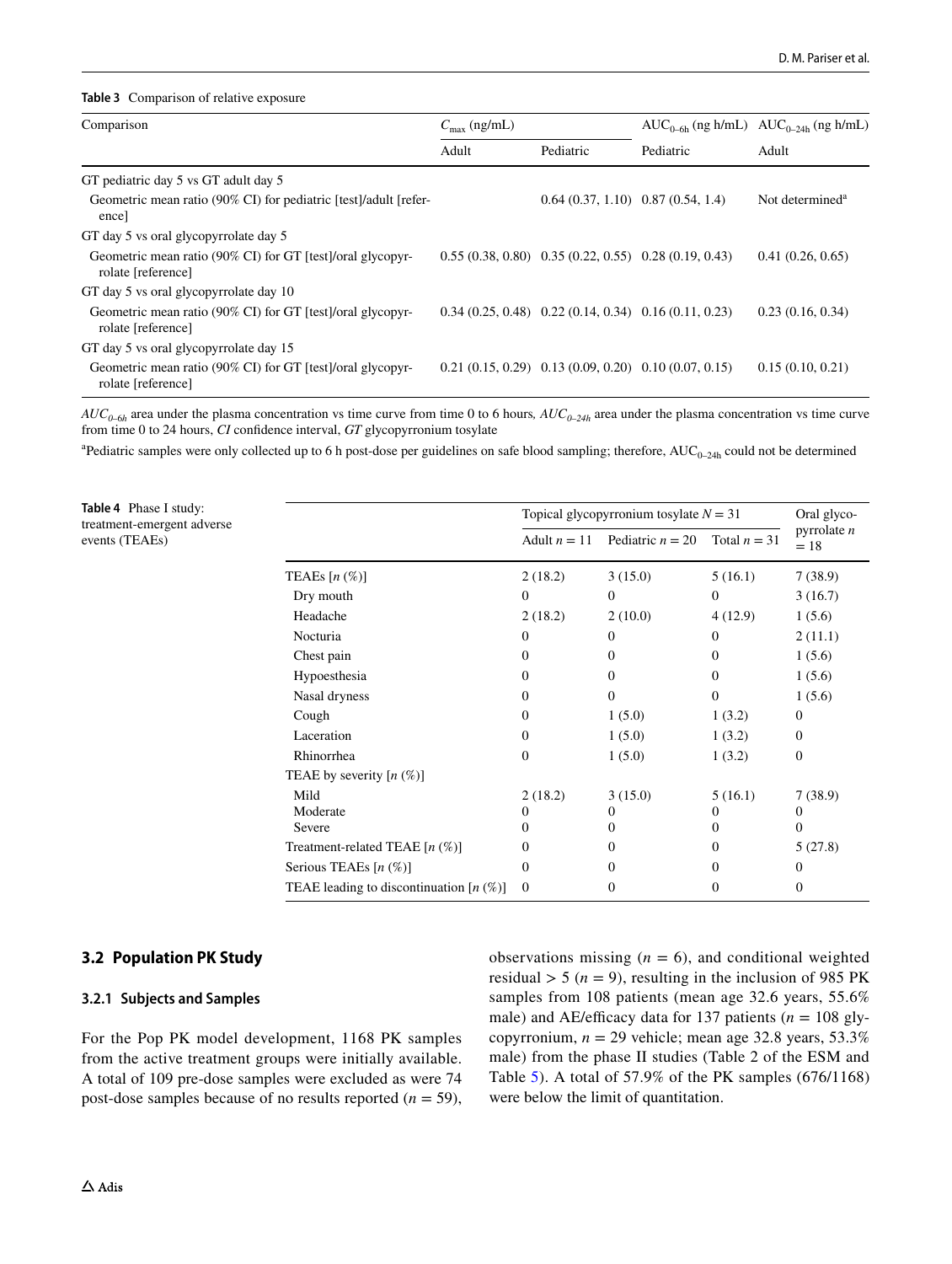**Table 3** Comparison of relative exposure

| Comparison | $C_{max}$ (ng/mL) | | $AUC_{0–6h}$ (ng h/mL) | $AUC_{0–24h}$ (ng h/mL) |
|---|---|---|---|---|
| | Adult | Pediatric | Pediatric | Adult |
| GT pediatric day 5 vs GT adult day 5 | | | | |
| Geometric mean ratio (90% CI) for pediatric [test]/adult [reference] | | 0.64 (0.37, 1.10) | 0.87 (0.54, 1.4) | Not determined[a] |
| GT day 5 vs oral glycopyrrolate day 5 | | | | |
| Geometric mean ratio (90% CI) for GT [test]/oral glycopyrrolate [reference] | 0.55 (0.38, 0.80) | 0.35 (0.22, 0.55) | 0.28 (0.19, 0.43) | 0.41 (0.26, 0.65) |
| GT day 5 vs oral glycopyrrolate day 10 | | | | |
| Geometric mean ratio (90% CI) for GT [test]/oral glycopyrrolate [reference] | 0.34 (0.25, 0.48) | 0.22 (0.14, 0.34) | 0.16 (0.11, 0.23) | 0.23 (0.16, 0.34) |
| GT day 5 vs oral glycopyrrolate day 15 | | | | |
| Geometric mean ratio (90% CI) for GT [test]/oral glycopyrrolate [reference] | 0.21 (0.15, 0.29) | 0.13 (0.09, 0.20) | 0.10 (0.07, 0.15) | 0.15 (0.10, 0.21) |

*$AUC_{0–6h}$* area under the plasma concentration vs time curve from time 0 to 6 hours, *$AUC_{0–24h}$* area under the plasma concentration vs time curve from time 0 to 24 hours, *CI* confidence interval, *GT* glycopyrronium tosylate

[a]Pediatric samples were only collected up to 6 h post-dose per guidelines on safe blood sampling; therefore, $AUC_{0–24h}$ could not be determined

**Table 4** Phase I study: treatment-emergent adverse events (TEAEs)

| | Topical glycopyrronium tosylate $N = 31$ | | | Oral glycopyrrolate $n = 18$ |
|---|---|---|---|---|
| | Adult $n = 11$ | Pediatric $n = 20$ | Total $n = 31$ | |
| TEAEs [$n$ (%)] | 2 (18.2) | 3 (15.0) | 5 (16.1) | 7 (38.9) |
| Dry mouth | 0 | 0 | 0 | 3 (16.7) |
| Headache | 2 (18.2) | 2 (10.0) | 4 (12.9) | 1 (5.6) |
| Nocturia | 0 | 0 | 0 | 2 (11.1) |
| Chest pain | 0 | 0 | 0 | 1 (5.6) |
| Hypoesthesia | 0 | 0 | 0 | 1 (5.6) |
| Nasal dryness | 0 | 0 | 0 | 1 (5.6) |
| Cough | 0 | 1 (5.0) | 1 (3.2) | 0 |
| Laceration | 0 | 1 (5.0) | 1 (3.2) | 0 |
| Rhinorrhea | 0 | 1 (5.0) | 1 (3.2) | 0 |
| TEAE by severity [$n$ (%)] | | | | |
| Mild | 2 (18.2) | 3 (15.0) | 5 (16.1) | 7 (38.9) |
| Moderate | 0 | 0 | 0 | 0 |
| Severe | 0 | 0 | 0 | 0 |
| Treatment-related TEAE [$n$ (%)] | 0 | 0 | 0 | 5 (27.8) |
| Serious TEAEs [$n$ (%)] | 0 | 0 | 0 | 0 |
| TEAE leading to discontinuation [$n$ (%)] | 0 | 0 | 0 | 0 |

### 3.2 Population PK Study

#### 3.2.1 Subjects and Samples

For the Pop PK model development, 1168 PK samples from the active treatment groups were initially available. A total of 109 pre-dose samples were excluded as were 74 post-dose samples because of no results reported ($n = 59$), observations missing ($n = 6$), and conditional weighted residual > 5 ($n = 9$), resulting in the inclusion of 985 PK samples from 108 patients (mean age 32.6 years, 55.6% male) and AE/efficacy data for 137 patients ($n = 108$ glycopyrronium, $n = 29$ vehicle; mean age 32.8 years, 53.3% male) from the phase II studies (Table 2 of the ESM and Table 5). A total of 57.9% of the PK samples (676/1168) were below the limit of quantitation.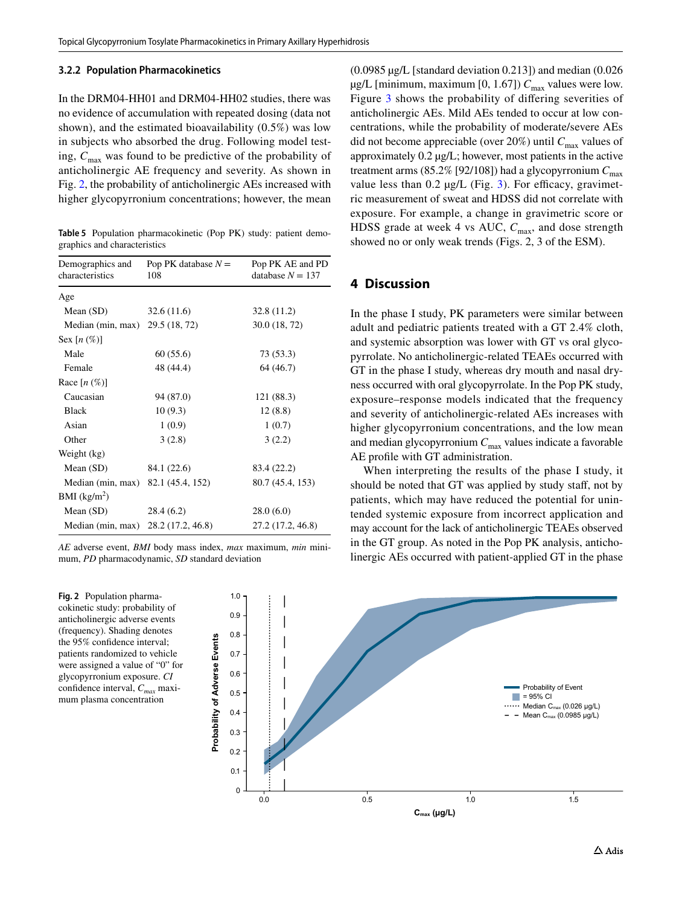### 3.2.2 Population Pharmacokinetics

In the DRM04-HH01 and DRM04-HH02 studies, there was no evidence of accumulation with repeated dosing (data not shown), and the estimated bioavailability (0.5%) was low in subjects who absorbed the drug. Following model testing, $C_{max}$ was found to be predictive of the probability of anticholinergic AE frequency and severity. As shown in Fig. 2, the probability of anticholinergic AEs increased with higher glycopyrronium concentrations; however, the mean (0.0985 µg/L [standard deviation 0.213]) and median (0.026 µg/L [minimum, maximum [0, 1.67]) $C_{max}$ values were low. Figure 3 shows the probability of differing severities of anticholinergic AEs. Mild AEs tended to occur at low concentrations, while the probability of moderate/severe AEs did not become appreciable (over 20%) until $C_{max}$ values of approximately 0.2 µg/L; however, most patients in the active treatment arms (85.2% [92/108]) had a glycopyrronium $C_{max}$ value less than 0.2 µg/L (Fig. 3). For efficacy, gravimetric measurement of sweat and HDSS did not correlate with exposure. For example, a change in gravimetric score or HDSS grade at week 4 vs AUC, $C_{max}$, and dose strength showed no or only weak trends (Figs. 2, 3 of the ESM).

**Table 5** Population pharmacokinetic (Pop PK) study: patient demographics and characteristics

| Demographics and characteristics | Pop PK database $N$ = 108 | Pop PK AE and PD database $N$ = 137 |
|---|---|---|
| Age | | |
| Mean (SD) | 32.6 (11.6) | 32.8 (11.2) |
| Median (min, max) | 29.5 (18, 72) | 30.0 (18, 72) |
| Sex [$n$ (%)] | | |
| Male | 60 (55.6) | 73 (53.3) |
| Female | 48 (44.4) | 64 (46.7) |
| Race [$n$ (%)] | | |
| Caucasian | 94 (87.0) | 121 (88.3) |
| Black | 10 (9.3) | 12 (8.8) |
| Asian | 1 (0.9) | 1 (0.7) |
| Other | 3 (2.8) | 3 (2.2) |
| Weight (kg) | | |
| Mean (SD) | 84.1 (22.6) | 83.4 (22.2) |
| Median (min, max) | 82.1 (45.4, 152) | 80.7 (45.4, 153) |
| BMI (kg/m$^2$) | | |
| Mean (SD) | 28.4 (6.2) | 28.0 (6.0) |
| Median (min, max) | 28.2 (17.2, 46.8) | 27.2 (17.2, 46.8) |

*AE* adverse event, *BMI* body mass index, *max* maximum, *min* minimum, *PD* pharmacodynamic, *SD* standard deviation

## 4 Discussion

In the phase I study, PK parameters were similar between adult and pediatric patients treated with a GT 2.4% cloth, and systemic absorption was lower with GT vs oral glycopyrrolate. No anticholinergic-related TEAEs occurred with GT in the phase I study, whereas dry mouth and nasal dryness occurred with oral glycopyrrolate. In the Pop PK study, exposure–response models indicated that the frequency and severity of anticholinergic-related AEs increases with higher glycopyrronium concentrations, and the low mean and median glycopyrronium $C_{max}$ values indicate a favorable AE profile with GT administration.

When interpreting the results of the phase I study, it should be noted that GT was applied by study staff, not by patients, which may have reduced the potential for unintended systemic exposure from incorrect application and may account for the lack of anticholinergic TEAEs observed in the GT group. As noted in the Pop PK analysis, anticholinergic AEs occurred with patient-applied GT in the phase

**Fig. 2** Population pharmacokinetic study: probability of anticholinergic adverse events (frequency). Shading denotes the 95% confidence interval; patients randomized to vehicle were assigned a value of "0" for glycopyrronium exposure. *CI* confidence interval, $C_{max}$ maximum plasma concentration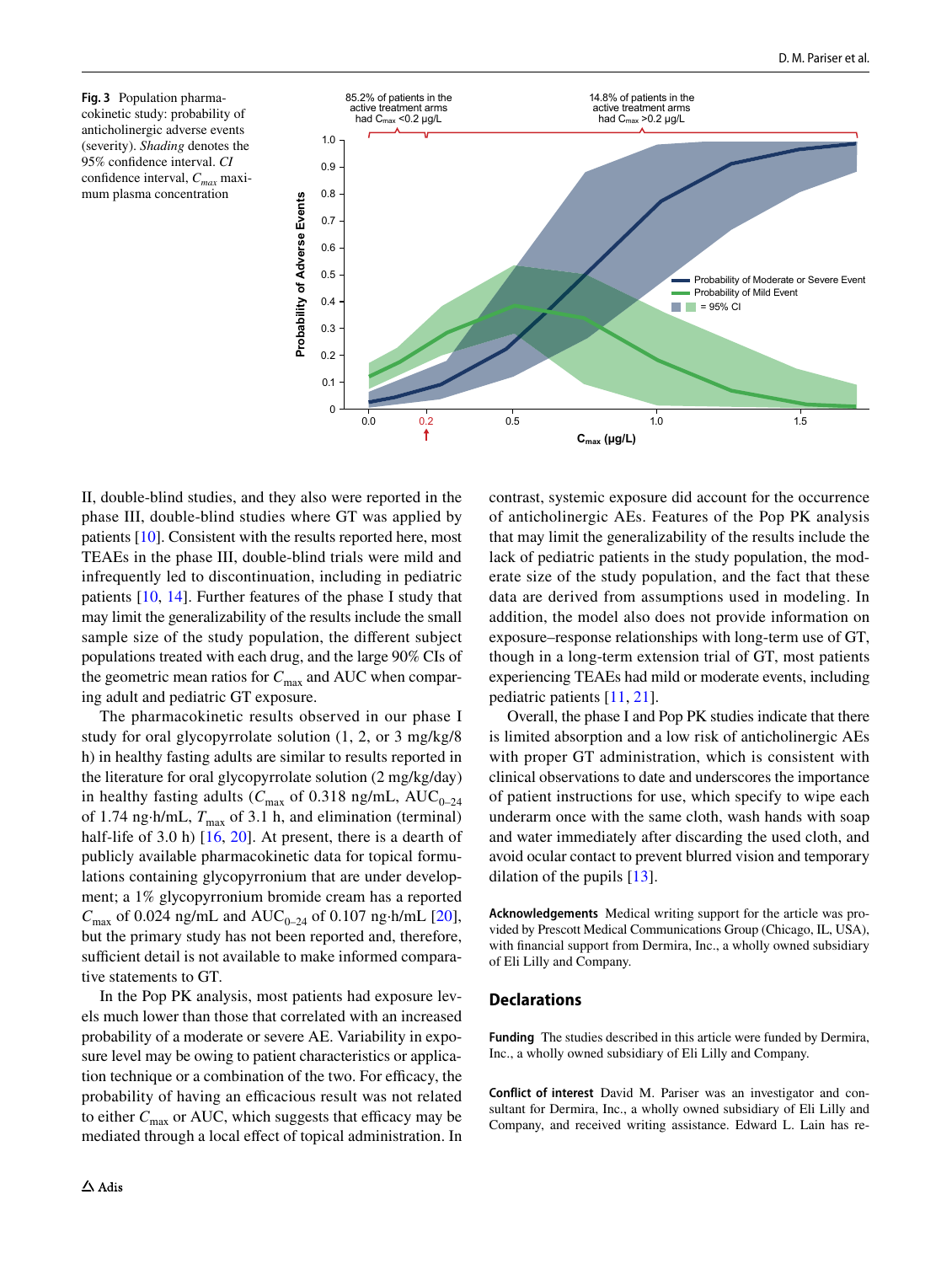**Fig. 3** Population pharmacokinetic study: probability of anticholinergic adverse events (severity). *Shading* denotes the 95% confidence interval. *CI* confidence interval, $C_{max}$ maximum plasma concentration

II, double-blind studies, and they also were reported in the phase III, double-blind studies where GT was applied by patients [10]. Consistent with the results reported here, most TEAEs in the phase III, double-blind trials were mild and infrequently led to discontinuation, including in pediatric patients [10, 14]. Further features of the phase I study that may limit the generalizability of the results include the small sample size of the study population, the different subject populations treated with each drug, and the large 90% CIs of the geometric mean ratios for $C_{max}$ and AUC when comparing adult and pediatric GT exposure.

The pharmacokinetic results observed in our phase I study for oral glycopyrrolate solution (1, 2, or 3 mg/kg/8 h) in healthy fasting adults are similar to results reported in the literature for oral glycopyrrolate solution (2 mg/kg/day) in healthy fasting adults ($C_{max}$ of 0.318 ng/mL, $AUC_{0–24}$ of 1.74 ng·h/mL, $T_{max}$ of 3.1 h, and elimination (terminal) half-life of 3.0 h) [16, 20]. At present, there is a dearth of publicly available pharmacokinetic data for topical formulations containing glycopyrronium that are under development; a 1% glycopyrronium bromide cream has a reported $C_{max}$ of 0.024 ng/mL and $AUC_{0–24}$ of 0.107 ng·h/mL [20], but the primary study has not been reported and, therefore, sufficient detail is not available to make informed comparative statements to GT.

In the Pop PK analysis, most patients had exposure levels much lower than those that correlated with an increased probability of a moderate or severe AE. Variability in exposure level may be owing to patient characteristics or application technique or a combination of the two. For efficacy, the probability of having an efficacious result was not related to either $C_{max}$ or AUC, which suggests that efficacy may be mediated through a local effect of topical administration. In contrast, systemic exposure did account for the occurrence of anticholinergic AEs. Features of the Pop PK analysis that may limit the generalizability of the results include the lack of pediatric patients in the study population, the moderate size of the study population, and the fact that these data are derived from assumptions used in modeling. In addition, the model also does not provide information on exposure–response relationships with long-term use of GT, though in a long-term extension trial of GT, most patients experiencing TEAEs had mild or moderate events, including pediatric patients [11, 21].

Overall, the phase I and Pop PK studies indicate that there is limited absorption and a low risk of anticholinergic AEs with proper GT administration, which is consistent with clinical observations to date and underscores the importance of patient instructions for use, which specify to wipe each underarm once with the same cloth, wash hands with soap and water immediately after discarding the used cloth, and avoid ocular contact to prevent blurred vision and temporary dilation of the pupils [13].

**Acknowledgements** Medical writing support for the article was provided by Prescott Medical Communications Group (Chicago, IL, USA), with financial support from Dermira, Inc., a wholly owned subsidiary of Eli Lilly and Company.

## Declarations

**Funding** The studies described in this article were funded by Dermira, Inc., a wholly owned subsidiary of Eli Lilly and Company.

**Conflict of interest** David M. Pariser was an investigator and consultant for Dermira, Inc., a wholly owned subsidiary of Eli Lilly and Company, and received writing assistance. Edward L. Lain has re-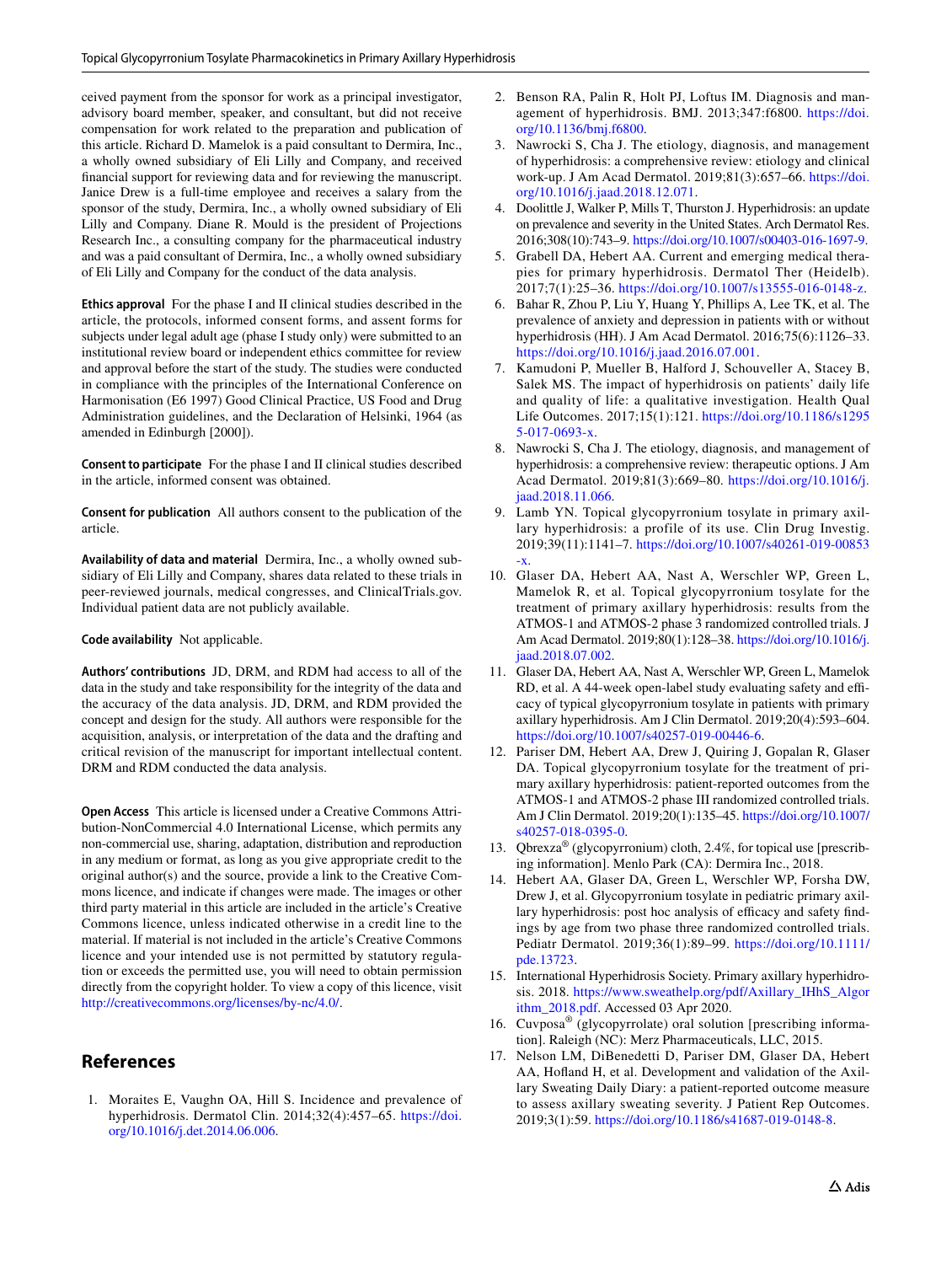ceived payment from the sponsor for work as a principal investigator, advisory board member, speaker, and consultant, but did not receive compensation for work related to the preparation and publication of this article. Richard D. Mamelok is a paid consultant to Dermira, Inc., a wholly owned subsidiary of Eli Lilly and Company, and received financial support for reviewing data and for reviewing the manuscript. Janice Drew is a full-time employee and receives a salary from the sponsor of the study, Dermira, Inc., a wholly owned subsidiary of Eli Lilly and Company. Diane R. Mould is the president of Projections Research Inc., a consulting company for the pharmaceutical industry and was a paid consultant of Dermira, Inc., a wholly owned subsidiary of Eli Lilly and Company for the conduct of the data analysis.

**Ethics approval** For the phase I and II clinical studies described in the article, the protocols, informed consent forms, and assent forms for subjects under legal adult age (phase I study only) were submitted to an institutional review board or independent ethics committee for review and approval before the start of the study. The studies were conducted in compliance with the principles of the International Conference on Harmonisation (E6 1997) Good Clinical Practice, US Food and Drug Administration guidelines, and the Declaration of Helsinki, 1964 (as amended in Edinburgh [2000]).

**Consent to participate** For the phase I and II clinical studies described in the article, informed consent was obtained.

**Consent for publication** All authors consent to the publication of the article.

**Availability of data and material** Dermira, Inc., a wholly owned subsidiary of Eli Lilly and Company, shares data related to these trials in peer-reviewed journals, medical congresses, and ClinicalTrials.gov. Individual patient data are not publicly available.

**Code availability** Not applicable.

**Authors' contributions** JD, DRM, and RDM had access to all of the data in the study and take responsibility for the integrity of the data and the accuracy of the data analysis. JD, DRM, and RDM provided the concept and design for the study. All authors were responsible for the acquisition, analysis, or interpretation of the data and the drafting and critical revision of the manuscript for important intellectual content. DRM and RDM conducted the data analysis.

**Open Access** This article is licensed under a Creative Commons Attribution-NonCommercial 4.0 International License, which permits any non-commercial use, sharing, adaptation, distribution and reproduction in any medium or format, as long as you give appropriate credit to the original author(s) and the source, provide a link to the Creative Commons licence, and indicate if changes were made. The images or other third party material in this article are included in the article's Creative Commons licence, unless indicated otherwise in a credit line to the material. If material is not included in the article's Creative Commons licence and your intended use is not permitted by statutory regulation or exceeds the permitted use, you will need to obtain permission directly from the copyright holder. To view a copy of this licence, visit http://creativecommons.org/licenses/by-nc/4.0/.

## References

1. Moraites E, Vaughn OA, Hill S. Incidence and prevalence of hyperhidrosis. Dermatol Clin. 2014;32(4):457–65. https://doi.org/10.1016/j.det.2014.06.006.
2. Benson RA, Palin R, Holt PJ, Loftus IM. Diagnosis and management of hyperhidrosis. BMJ. 2013;347:f6800. https://doi.org/10.1136/bmj.f6800.
3. Nawrocki S, Cha J. The etiology, diagnosis, and management of hyperhidrosis: a comprehensive review: etiology and clinical work-up. J Am Acad Dermatol. 2019;81(3):657–66. https://doi.org/10.1016/j.jaad.2018.12.071.
4. Doolittle J, Walker P, Mills T, Thurston J. Hyperhidrosis: an update on prevalence and severity in the United States. Arch Dermatol Res. 2016;308(10):743–9. https://doi.org/10.1007/s00403-016-1697-9.
5. Grabell DA, Hebert AA. Current and emerging medical therapies for primary hyperhidrosis. Dermatol Ther (Heidelb). 2017;7(1):25–36. https://doi.org/10.1007/s13555-016-0148-z.
6. Bahar R, Zhou P, Liu Y, Huang Y, Phillips A, Lee TK, et al. The prevalence of anxiety and depression in patients with or without hyperhidrosis (HH). J Am Acad Dermatol. 2016;75(6):1126–33. https://doi.org/10.1016/j.jaad.2016.07.001.
7. Kamudoni P, Mueller B, Halford J, Schouveller A, Stacey B, Salek MS. The impact of hyperhidrosis on patients' daily life and quality of life: a qualitative investigation. Health Qual Life Outcomes. 2017;15(1):121. https://doi.org/10.1186/s12955-017-0693-x.
8. Nawrocki S, Cha J. The etiology, diagnosis, and management of hyperhidrosis: a comprehensive review: therapeutic options. J Am Acad Dermatol. 2019;81(3):669–80. https://doi.org/10.1016/j.jaad.2018.11.066.
9. Lamb YN. Topical glycopyrronium tosylate in primary axillary hyperhidrosis: a profile of its use. Clin Drug Investig. 2019;39(11):1141–7. https://doi.org/10.1007/s40261-019-00853-x.
10. Glaser DA, Hebert AA, Nast A, Werschler WP, Green L, Mamelok R, et al. Topical glycopyrronium tosylate for the treatment of primary axillary hyperhidrosis: results from the ATMOS-1 and ATMOS-2 phase 3 randomized controlled trials. J Am Acad Dermatol. 2019;80(1):128–38. https://doi.org/10.1016/j.jaad.2018.07.002.
11. Glaser DA, Hebert AA, Nast A, Werschler WP, Green L, Mamelok RD, et al. A 44-week open-label study evaluating safety and efficacy of typical glycopyrronium tosylate in patients with primary axillary hyperhidrosis. Am J Clin Dermatol. 2019;20(4):593–604. https://doi.org/10.1007/s40257-019-00446-6.
12. Pariser DM, Hebert AA, Drew J, Quiring J, Gopalan R, Glaser DA. Topical glycopyrronium tosylate for the treatment of primary axillary hyperhidrosis: patient-reported outcomes from the ATMOS-1 and ATMOS-2 phase III randomized controlled trials. Am J Clin Dermatol. 2019;20(1):135–45. https://doi.org/10.1007/s40257-018-0395-0.
13. Qbrexza® (glycopyrronium) cloth, 2.4%, for topical use [prescribing information]. Menlo Park (CA): Dermira Inc., 2018.
14. Hebert AA, Glaser DA, Green L, Werschler WP, Forsha DW, Drew J, et al. Glycopyrronium tosylate in pediatric primary axillary hyperhidrosis: post hoc analysis of efficacy and safety findings by age from two phase three randomized controlled trials. Pediatr Dermatol. 2019;36(1):89–99. https://doi.org/10.1111/pde.13723.
15. International Hyperhidrosis Society. Primary axillary hyperhidrosis. 2018. https://www.sweathelp.org/pdf/Axillary_IHhS_Algorithm_2018.pdf. Accessed 03 Apr 2020.
16. Cuvposa® (glycopyrrolate) oral solution [prescribing information]. Raleigh (NC): Merz Pharmaceuticals, LLC, 2015.
17. Nelson LM, DiBenedetti D, Pariser DM, Glaser DA, Hebert AA, Hofland H, et al. Development and validation of the Axillary Sweating Daily Diary: a patient-reported outcome measure to assess axillary sweating severity. J Patient Rep Outcomes. 2019;3(1):59. https://doi.org/10.1186/s41687-019-0148-8.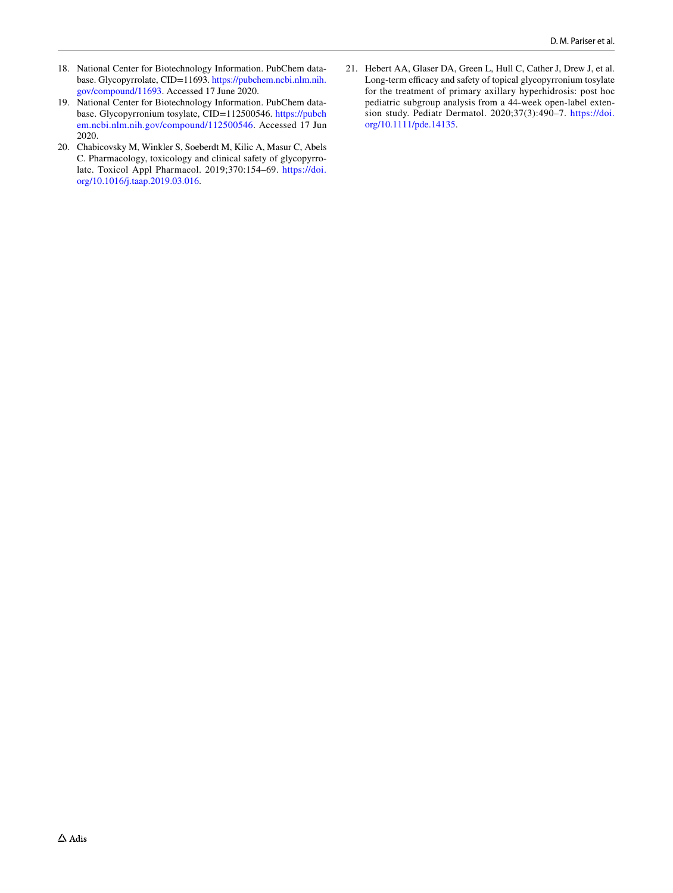18. National Center for Biotechnology Information. PubChem database. Glycopyrrolate, CID=11693. https://pubchem.ncbi.nlm.nih.gov/compound/11693. Accessed 17 June 2020.
19. National Center for Biotechnology Information. PubChem database. Glycopyrronium tosylate, CID=112500546. https://pubchem.ncbi.nlm.nih.gov/compound/112500546. Accessed 17 Jun 2020.
20. Chabicovsky M, Winkler S, Soeberdt M, Kilic A, Masur C, Abels C. Pharmacology, toxicology and clinical safety of glycopyrrolate. Toxicol Appl Pharmacol. 2019;370:154–69. https://doi.org/10.1016/j.taap.2019.03.016.
21. Hebert AA, Glaser DA, Green L, Hull C, Cather J, Drew J, et al. Long-term efficacy and safety of topical glycopyrronium tosylate for the treatment of primary axillary hyperhidrosis: post hoc pediatric subgroup analysis from a 44-week open-label extension study. Pediatr Dermatol. 2020;37(3):490–7. https://doi.org/10.1111/pde.14135.